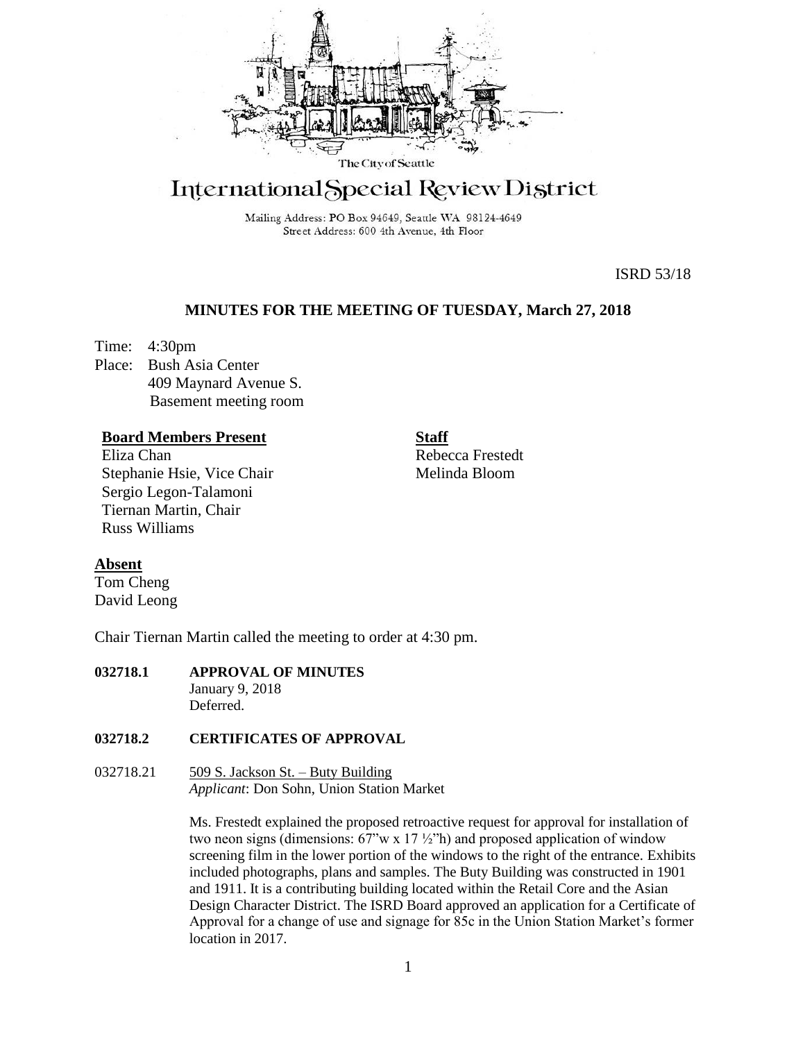The City of Seattle

# International Special Review District

Mailing Address: PO Box 94649, Seattle WA 98124-4649
Street Address: 600 4th Avenue, 4th Floor

ISRD 53/18

## MINUTES FOR THE MEETING OF TUESDAY, March 27, 2018

Time: 4:30pm
Place: Bush Asia Center
409 Maynard Avenue S.
Basement meeting room

**Board Members Present**
Eliza Chan
Stephanie Hsie, Vice Chair
Sergio Legon-Talamoni
Tiernan Martin, Chair
Russ Williams

**Staff**
Rebecca Frestedt
Melinda Bloom

**Absent**
Tom Cheng
David Leong

Chair Tiernan Martin called the meeting to order at 4:30 pm.

**032718.1 APPROVAL OF MINUTES**
January 9, 2018
Deferred.

**032718.2 CERTIFICATES OF APPROVAL**

032718.21 509 S. Jackson St. – Buty Building
*Applicant*: Don Sohn, Union Station Market

Ms. Frestedt explained the proposed retroactive request for approval for installation of two neon signs (dimensions: 67"w x 17 ½"h) and proposed application of window screening film in the lower portion of the windows to the right of the entrance. Exhibits included photographs, plans and samples. The Buty Building was constructed in 1901 and 1911. It is a contributing building located within the Retail Core and the Asian Design Character District. The ISRD Board approved an application for a Certificate of Approval for a change of use and signage for 85c in the Union Station Market's former location in 2017.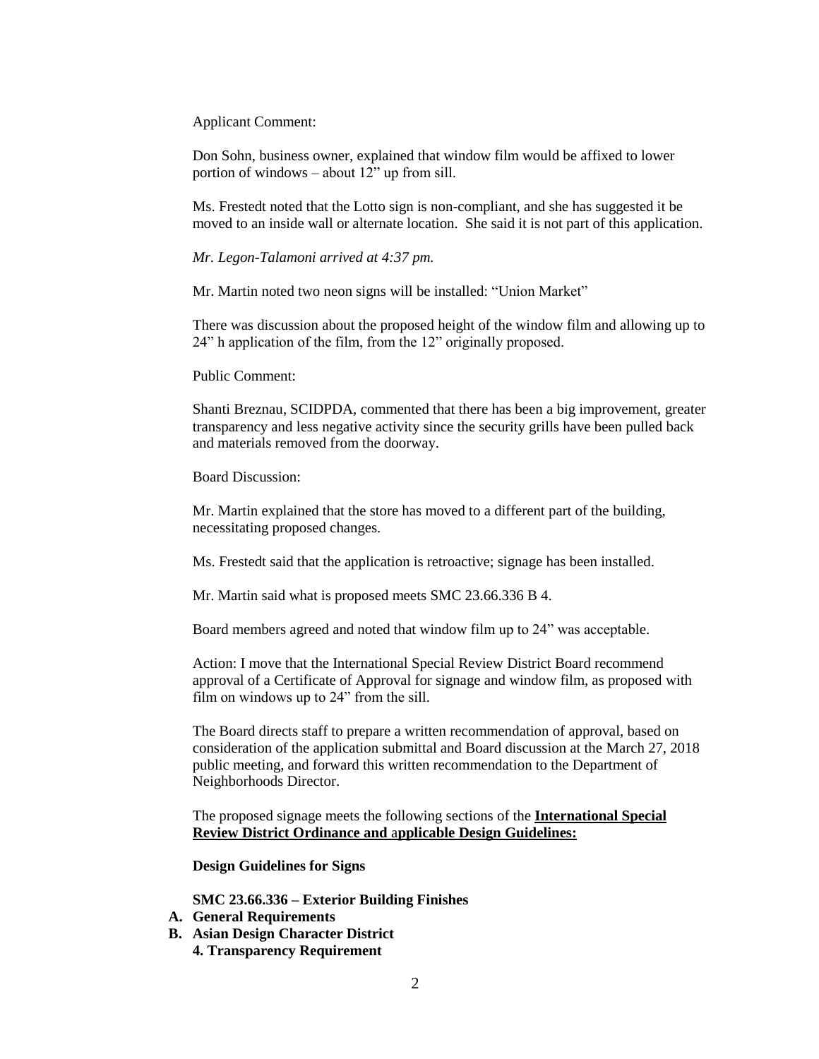Applicant Comment:

Don Sohn, business owner, explained that window film would be affixed to lower portion of windows – about 12" up from sill.

Ms. Frestedt noted that the Lotto sign is non-compliant, and she has suggested it be moved to an inside wall or alternate location. She said it is not part of this application.

*Mr. Legon-Talamoni arrived at 4:37 pm.*

Mr. Martin noted two neon signs will be installed: "Union Market"

There was discussion about the proposed height of the window film and allowing up to 24" h application of the film, from the 12" originally proposed.

Public Comment:

Shanti Breznau, SCIDPDA, commented that there has been a big improvement, greater transparency and less negative activity since the security grills have been pulled back and materials removed from the doorway.

Board Discussion:

Mr. Martin explained that the store has moved to a different part of the building, necessitating proposed changes.

Ms. Frestedt said that the application is retroactive; signage has been installed.

Mr. Martin said what is proposed meets SMC 23.66.336 B 4.

Board members agreed and noted that window film up to 24" was acceptable.

Action: I move that the International Special Review District Board recommend approval of a Certificate of Approval for signage and window film, as proposed with film on windows up to 24" from the sill.

The Board directs staff to prepare a written recommendation of approval, based on consideration of the application submittal and Board discussion at the March 27, 2018 public meeting, and forward this written recommendation to the Department of Neighborhoods Director.

The proposed signage meets the following sections of the **International Special Review District Ordinance and applicable Design Guidelines:**

**Design Guidelines for Signs**

**SMC 23.66.336 – Exterior Building Finishes**

**A. General Requirements**

**B. Asian Design Character District**

**4. Transparency Requirement**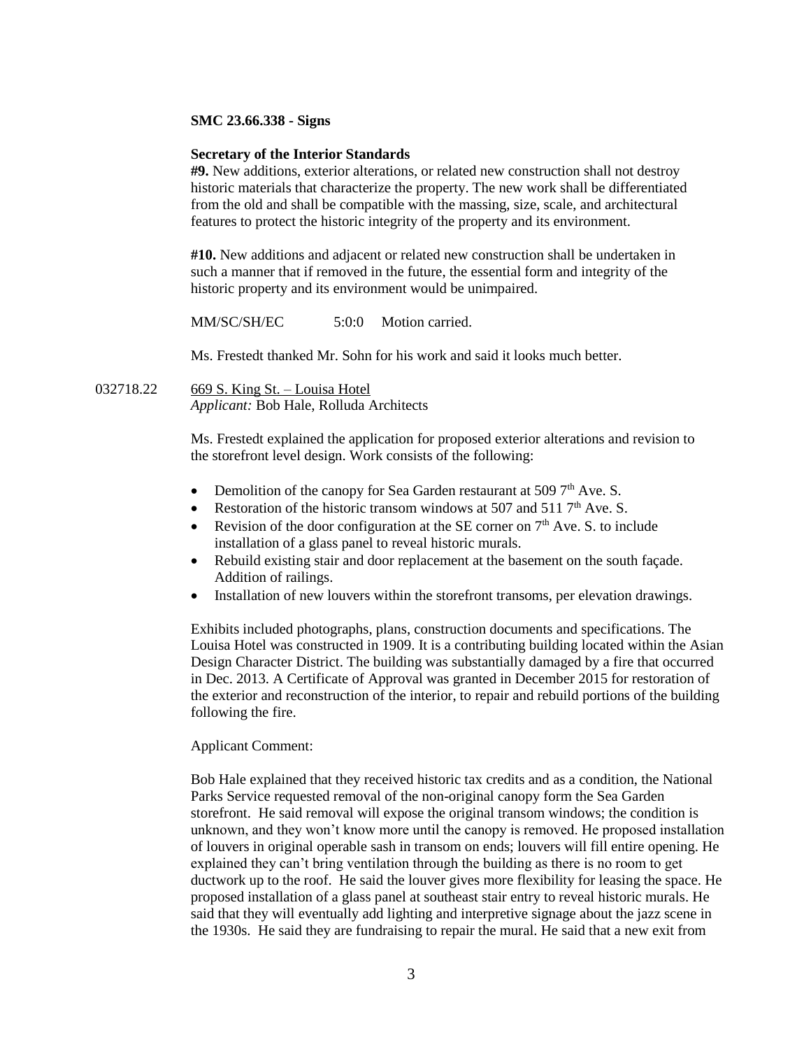**SMC 23.66.338 - Signs**

**Secretary of the Interior Standards**

**#9.** New additions, exterior alterations, or related new construction shall not destroy historic materials that characterize the property. The new work shall be differentiated from the old and shall be compatible with the massing, size, scale, and architectural features to protect the historic integrity of the property and its environment.

**#10.** New additions and adjacent or related new construction shall be undertaken in such a manner that if removed in the future, the essential form and integrity of the historic property and its environment would be unimpaired.

MM/SC/SH/EC 5:0:0 Motion carried.

Ms. Frestedt thanked Mr. Sohn for his work and said it looks much better.

032718.22 669 S. King St. – Louisa Hotel
*Applicant:* Bob Hale, Rolluda Architects

Ms. Frestedt explained the application for proposed exterior alterations and revision to the storefront level design. Work consists of the following:

- Demolition of the canopy for Sea Garden restaurant at 509 7th Ave. S.
- Restoration of the historic transom windows at 507 and 511 7th Ave. S.
- Revision of the door configuration at the SE corner on 7th Ave. S. to include installation of a glass panel to reveal historic murals.
- Rebuild existing stair and door replacement at the basement on the south façade. Addition of railings.
- Installation of new louvers within the storefront transoms, per elevation drawings.

Exhibits included photographs, plans, construction documents and specifications. The Louisa Hotel was constructed in 1909. It is a contributing building located within the Asian Design Character District. The building was substantially damaged by a fire that occurred in Dec. 2013. A Certificate of Approval was granted in December 2015 for restoration of the exterior and reconstruction of the interior, to repair and rebuild portions of the building following the fire.

Applicant Comment:

Bob Hale explained that they received historic tax credits and as a condition, the National Parks Service requested removal of the non-original canopy form the Sea Garden storefront. He said removal will expose the original transom windows; the condition is unknown, and they won't know more until the canopy is removed. He proposed installation of louvers in original operable sash in transom on ends; louvers will fill entire opening. He explained they can't bring ventilation through the building as there is no room to get ductwork up to the roof. He said the louver gives more flexibility for leasing the space. He proposed installation of a glass panel at southeast stair entry to reveal historic murals. He said that they will eventually add lighting and interpretive signage about the jazz scene in the 1930s. He said they are fundraising to repair the mural. He said that a new exit from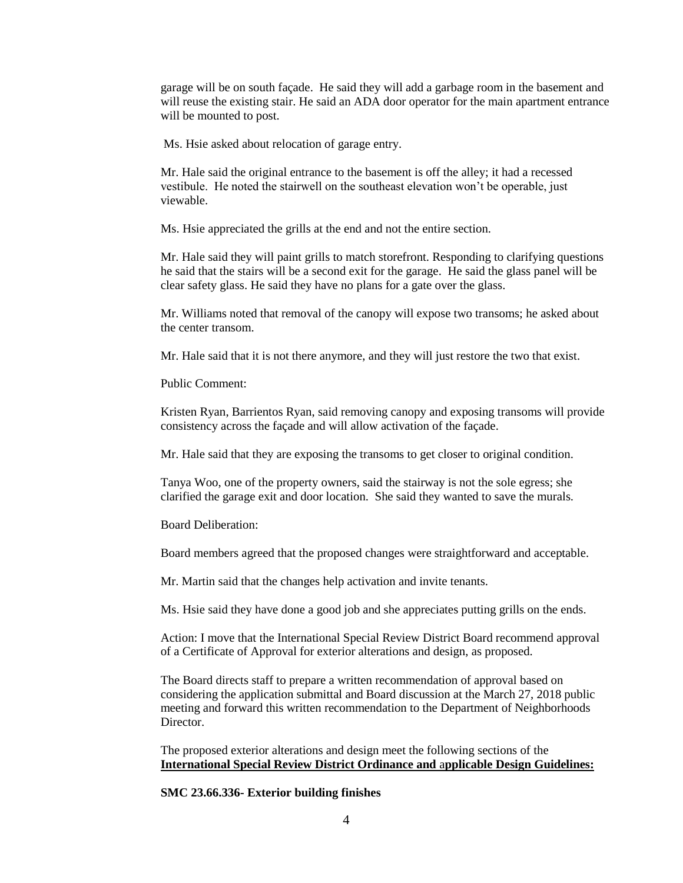garage will be on south façade. He said they will add a garbage room in the basement and will reuse the existing stair. He said an ADA door operator for the main apartment entrance will be mounted to post.

Ms. Hsie asked about relocation of garage entry.

Mr. Hale said the original entrance to the basement is off the alley; it had a recessed vestibule. He noted the stairwell on the southeast elevation won't be operable, just viewable.

Ms. Hsie appreciated the grills at the end and not the entire section.

Mr. Hale said they will paint grills to match storefront. Responding to clarifying questions he said that the stairs will be a second exit for the garage. He said the glass panel will be clear safety glass. He said they have no plans for a gate over the glass.

Mr. Williams noted that removal of the canopy will expose two transoms; he asked about the center transom.

Mr. Hale said that it is not there anymore, and they will just restore the two that exist.

Public Comment:

Kristen Ryan, Barrientos Ryan, said removing canopy and exposing transoms will provide consistency across the façade and will allow activation of the façade.

Mr. Hale said that they are exposing the transoms to get closer to original condition.

Tanya Woo, one of the property owners, said the stairway is not the sole egress; she clarified the garage exit and door location. She said they wanted to save the murals.

Board Deliberation:

Board members agreed that the proposed changes were straightforward and acceptable.

Mr. Martin said that the changes help activation and invite tenants.

Ms. Hsie said they have done a good job and she appreciates putting grills on the ends.

Action: I move that the International Special Review District Board recommend approval of a Certificate of Approval for exterior alterations and design, as proposed.

The Board directs staff to prepare a written recommendation of approval based on considering the application submittal and Board discussion at the March 27, 2018 public meeting and forward this written recommendation to the Department of Neighborhoods Director.

The proposed exterior alterations and design meet the following sections of the **International Special Review District Ordinance and applicable Design Guidelines:**

**SMC 23.66.336- Exterior building finishes**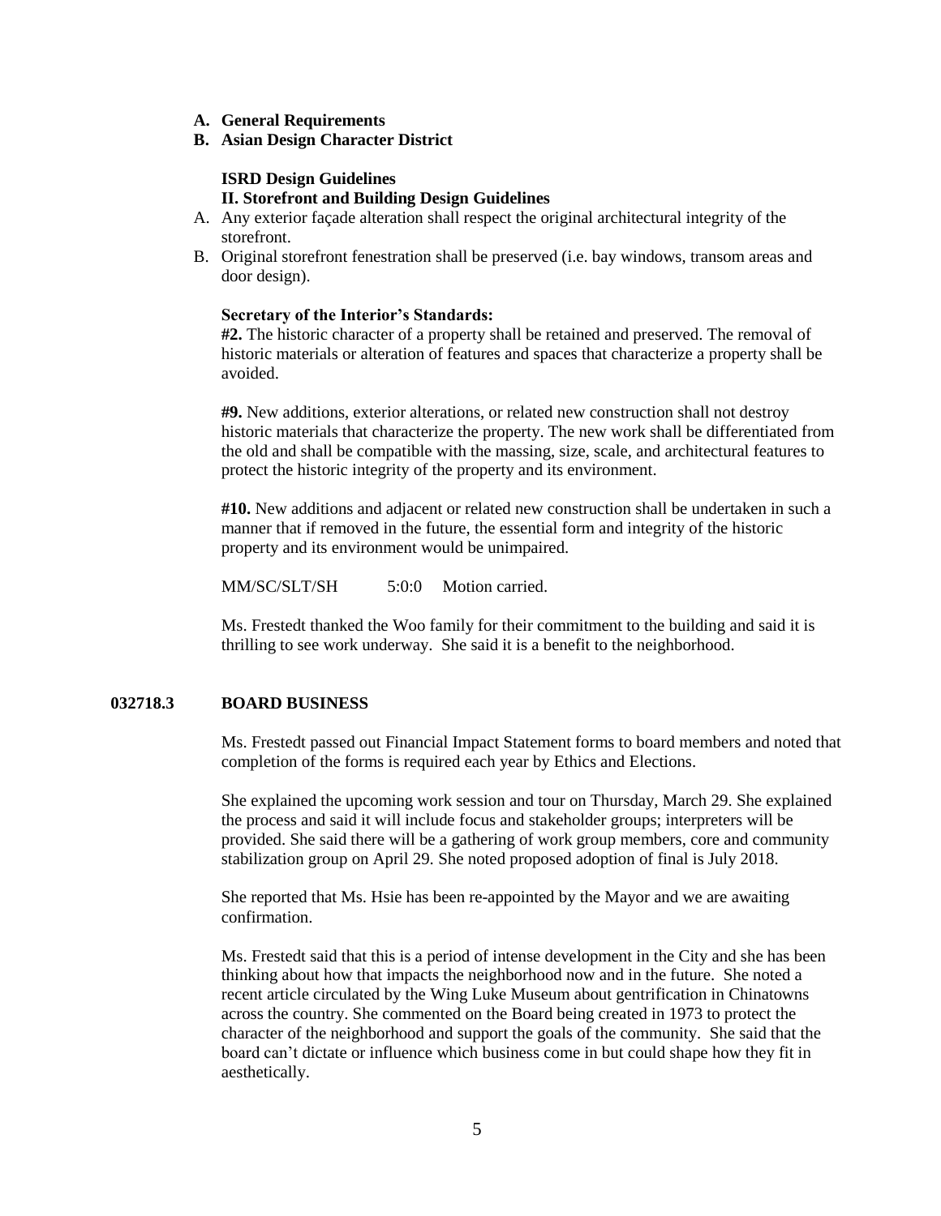**A. General Requirements**

**B. Asian Design Character District**

**ISRD Design Guidelines**

**II. Storefront and Building Design Guidelines**

A. Any exterior façade alteration shall respect the original architectural integrity of the storefront.
B. Original storefront fenestration shall be preserved (i.e. bay windows, transom areas and door design).

**Secretary of the Interior's Standards:**

**#2.** The historic character of a property shall be retained and preserved. The removal of historic materials or alteration of features and spaces that characterize a property shall be avoided.

**#9.** New additions, exterior alterations, or related new construction shall not destroy historic materials that characterize the property. The new work shall be differentiated from the old and shall be compatible with the massing, size, scale, and architectural features to protect the historic integrity of the property and its environment.

**#10.** New additions and adjacent or related new construction shall be undertaken in such a manner that if removed in the future, the essential form and integrity of the historic property and its environment would be unimpaired.

MM/SC/SLT/SH 5:0:0 Motion carried.

Ms. Frestedt thanked the Woo family for their commitment to the building and said it is thrilling to see work underway. She said it is a benefit to the neighborhood.

**032718.3 BOARD BUSINESS**

Ms. Frestedt passed out Financial Impact Statement forms to board members and noted that completion of the forms is required each year by Ethics and Elections.

She explained the upcoming work session and tour on Thursday, March 29. She explained the process and said it will include focus and stakeholder groups; interpreters will be provided. She said there will be a gathering of work group members, core and community stabilization group on April 29. She noted proposed adoption of final is July 2018.

She reported that Ms. Hsie has been re-appointed by the Mayor and we are awaiting confirmation.

Ms. Frestedt said that this is a period of intense development in the City and she has been thinking about how that impacts the neighborhood now and in the future. She noted a recent article circulated by the Wing Luke Museum about gentrification in Chinatowns across the country. She commented on the Board being created in 1973 to protect the character of the neighborhood and support the goals of the community. She said that the board can't dictate or influence which business come in but could shape how they fit in aesthetically.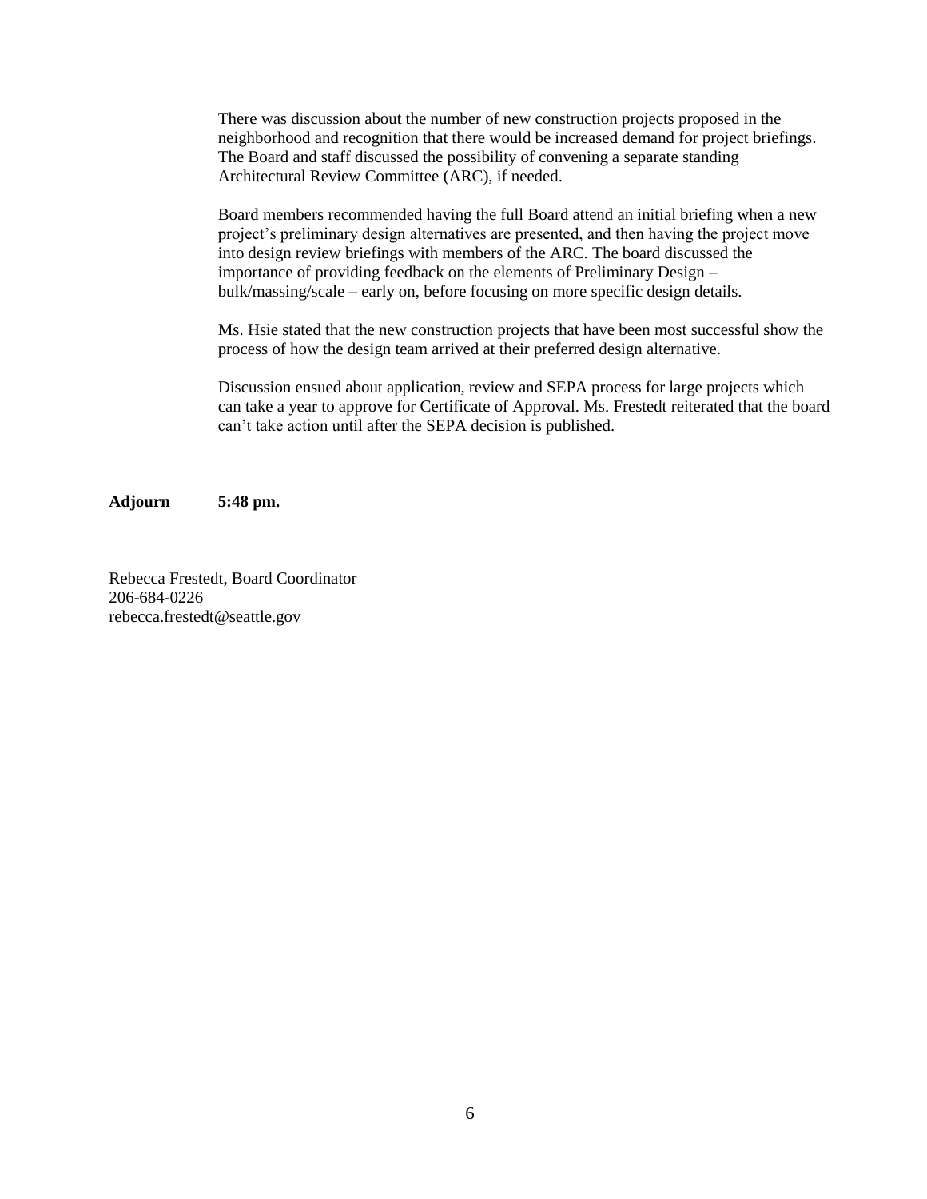There was discussion about the number of new construction projects proposed in the neighborhood and recognition that there would be increased demand for project briefings. The Board and staff discussed the possibility of convening a separate standing Architectural Review Committee (ARC), if needed.

Board members recommended having the full Board attend an initial briefing when a new project's preliminary design alternatives are presented, and then having the project move into design review briefings with members of the ARC. The board discussed the importance of providing feedback on the elements of Preliminary Design – bulk/massing/scale – early on, before focusing on more specific design details.

Ms. Hsie stated that the new construction projects that have been most successful show the process of how the design team arrived at their preferred design alternative.

Discussion ensued about application, review and SEPA process for large projects which can take a year to approve for Certificate of Approval. Ms. Frestedt reiterated that the board can't take action until after the SEPA decision is published.

**Adjourn 5:48 pm.**

Rebecca Frestedt, Board Coordinator
206-684-0226
rebecca.frestedt@seattle.gov